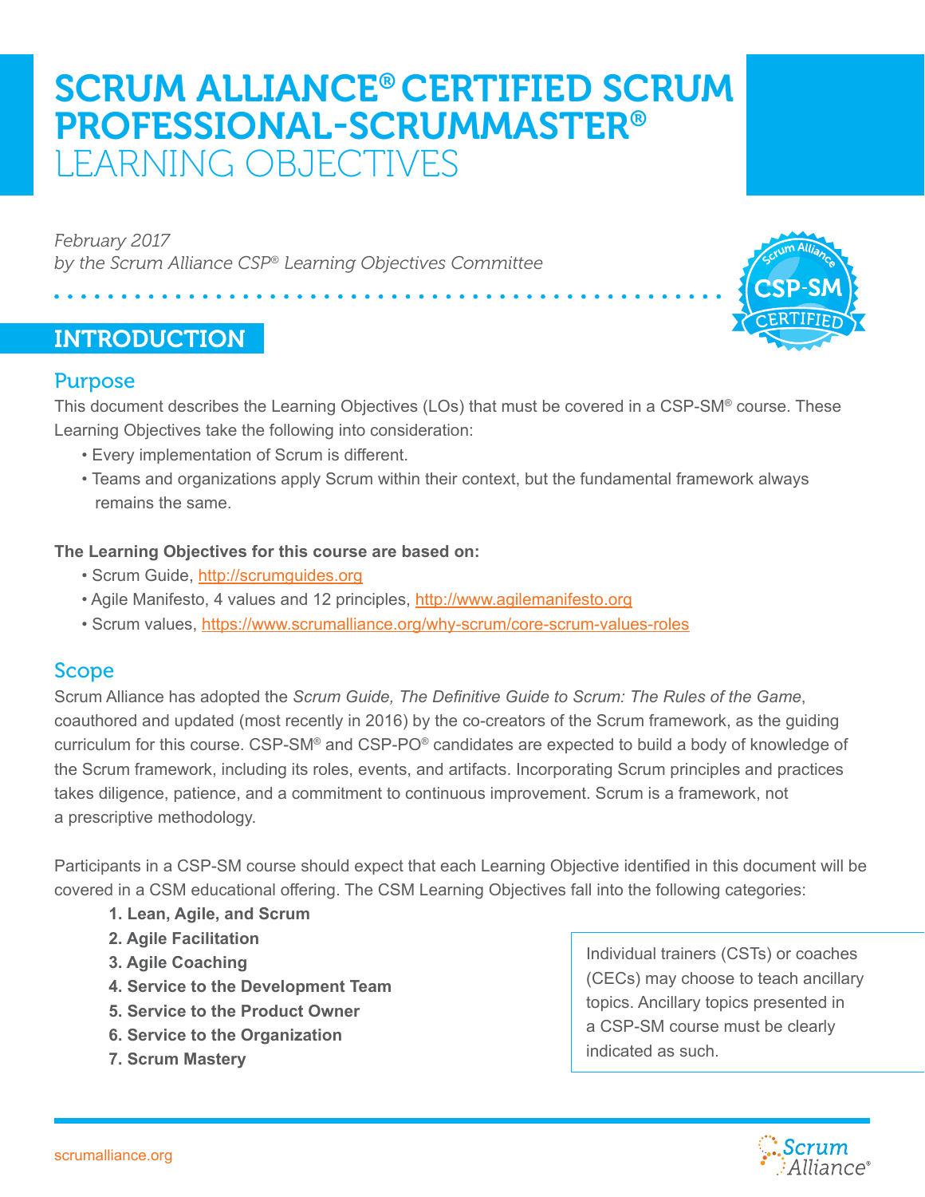# SCRUM ALLIANCE® CERTIFIED SCRUM PROFESSIONAL-SCRUMMASTER® LEARNING OBJECTIVES

*February 2017*
*by the Scrum Alliance CSP® Learning Objectives Committee*

## INTRODUCTION

### Purpose

This document describes the Learning Objectives (LOs) that must be covered in a CSP-SM® course. These Learning Objectives take the following into consideration:

- Every implementation of Scrum is different.
- Teams and organizations apply Scrum within their context, but the fundamental framework always remains the same.

**The Learning Objectives for this course are based on:**

- Scrum Guide, http://scrumguides.org
- Agile Manifesto, 4 values and 12 principles, http://www.agilemanifesto.org
- Scrum values, https://www.scrumalliance.org/why-scrum/core-scrum-values-roles

### Scope

Scrum Alliance has adopted the *Scrum Guide, The Definitive Guide to Scrum: The Rules of the Game*, coauthored and updated (most recently in 2016) by the co-creators of the Scrum framework, as the guiding curriculum for this course. CSP-SM® and CSP-PO® candidates are expected to build a body of knowledge of the Scrum framework, including its roles, events, and artifacts. Incorporating Scrum principles and practices takes diligence, patience, and a commitment to continuous improvement. Scrum is a framework, not a prescriptive methodology.

Participants in a CSP-SM course should expect that each Learning Objective identified in this document will be covered in a CSM educational offering. The CSM Learning Objectives fall into the following categories:

1. **Lean, Agile, and Scrum**
2. **Agile Facilitation**
3. **Agile Coaching**
4. **Service to the Development Team**
5. **Service to the Product Owner**
6. **Service to the Organization**
7. **Scrum Mastery**

Individual trainers (CSTs) or coaches (CECs) may choose to teach ancillary topics. Ancillary topics presented in a CSP-SM course must be clearly indicated as such.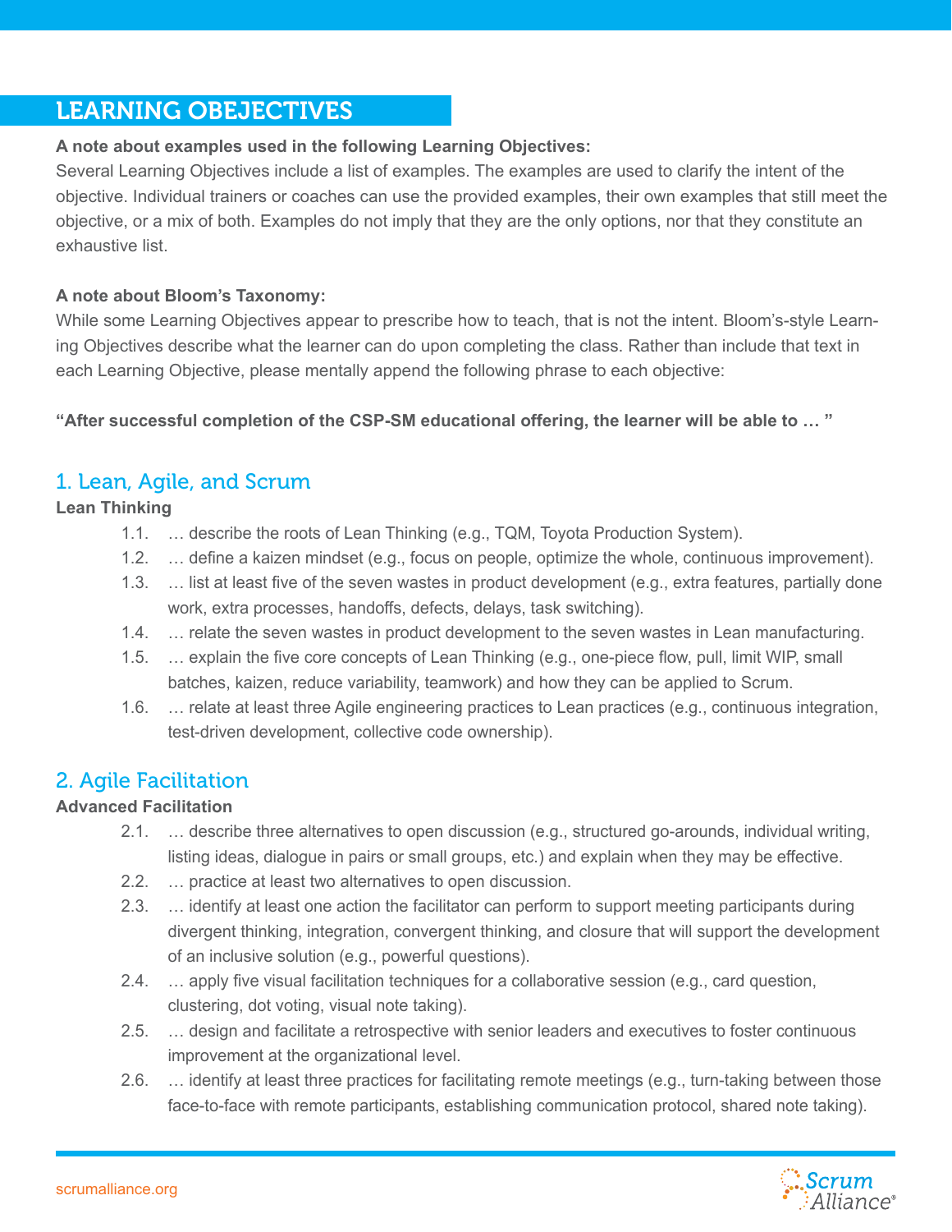## LEARNING OBEJECTIVES

**A note about examples used in the following Learning Objectives:**
Several Learning Objectives include a list of examples. The examples are used to clarify the intent of the objective. Individual trainers or coaches can use the provided examples, their own examples that still meet the objective, or a mix of both. Examples do not imply that they are the only options, nor that they constitute an exhaustive list.

**A note about Bloom's Taxonomy:**
While some Learning Objectives appear to prescribe how to teach, that is not the intent. Bloom's-style Learning Objectives describe what the learner can do upon completing the class. Rather than include that text in each Learning Objective, please mentally append the following phrase to each objective:

**"After successful completion of the CSP-SM educational offering, the learner will be able to … "**

## 1. Lean, Agile, and Scrum

**Lean Thinking**

1.1. … describe the roots of Lean Thinking (e.g., TQM, Toyota Production System).

1.2. … define a kaizen mindset (e.g., focus on people, optimize the whole, continuous improvement).

1.3. … list at least five of the seven wastes in product development (e.g., extra features, partially done work, extra processes, handoffs, defects, delays, task switching).

1.4. … relate the seven wastes in product development to the seven wastes in Lean manufacturing.

1.5. … explain the five core concepts of Lean Thinking (e.g., one-piece flow, pull, limit WIP, small batches, kaizen, reduce variability, teamwork) and how they can be applied to Scrum.

1.6. … relate at least three Agile engineering practices to Lean practices (e.g., continuous integration, test-driven development, collective code ownership).

## 2. Agile Facilitation

**Advanced Facilitation**

2.1. … describe three alternatives to open discussion (e.g., structured go-arounds, individual writing, listing ideas, dialogue in pairs or small groups, etc.) and explain when they may be effective.

2.2. … practice at least two alternatives to open discussion.

2.3. … identify at least one action the facilitator can perform to support meeting participants during divergent thinking, integration, convergent thinking, and closure that will support the development of an inclusive solution (e.g., powerful questions).

2.4. … apply five visual facilitation techniques for a collaborative session (e.g., card question, clustering, dot voting, visual note taking).

2.5. … design and facilitate a retrospective with senior leaders and executives to foster continuous improvement at the organizational level.

2.6. … identify at least three practices for facilitating remote meetings (e.g., turn-taking between those face-to-face with remote participants, establishing communication protocol, shared note taking).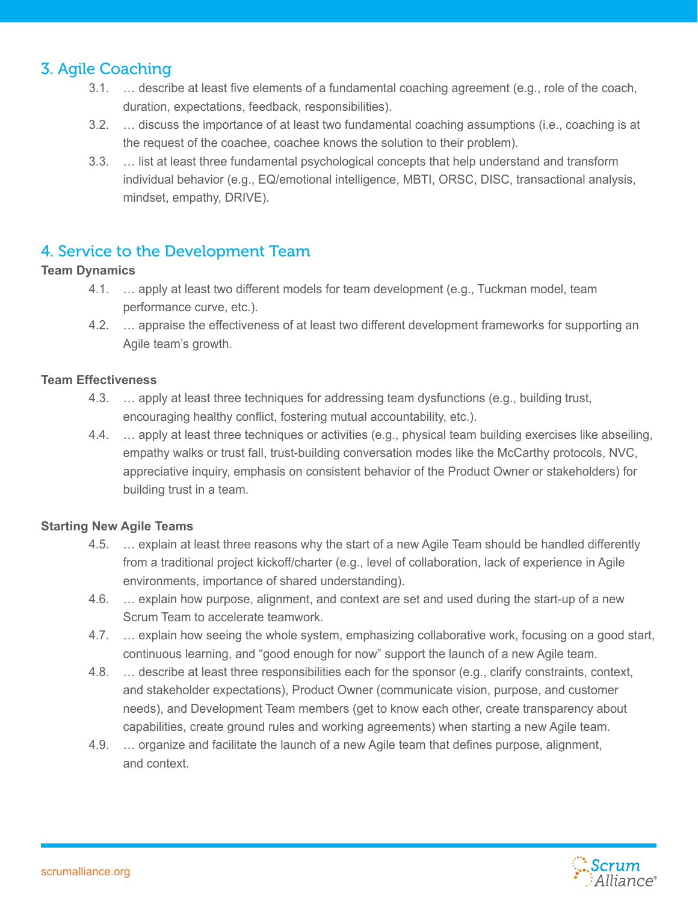## 3. Agile Coaching

3.1. … describe at least five elements of a fundamental coaching agreement (e.g., role of the coach, duration, expectations, feedback, responsibilities).

3.2. … discuss the importance of at least two fundamental coaching assumptions (i.e., coaching is at the request of the coachee, coachee knows the solution to their problem).

3.3. … list at least three fundamental psychological concepts that help understand and transform individual behavior (e.g., EQ/emotional intelligence, MBTI, ORSC, DISC, transactional analysis, mindset, empathy, DRIVE).

## 4. Service to the Development Team

### Team Dynamics

4.1. … apply at least two different models for team development (e.g., Tuckman model, team performance curve, etc.).

4.2. … appraise the effectiveness of at least two different development frameworks for supporting an Agile team's growth.

### Team Effectiveness

4.3. … apply at least three techniques for addressing team dysfunctions (e.g., building trust, encouraging healthy conflict, fostering mutual accountability, etc.).

4.4. … apply at least three techniques or activities (e.g., physical team building exercises like abseiling, empathy walks or trust fall, trust-building conversation modes like the McCarthy protocols, NVC, appreciative inquiry, emphasis on consistent behavior of the Product Owner or stakeholders) for building trust in a team.

### Starting New Agile Teams

4.5. … explain at least three reasons why the start of a new Agile Team should be handled differently from a traditional project kickoff/charter (e.g., level of collaboration, lack of experience in Agile environments, importance of shared understanding).

4.6. … explain how purpose, alignment, and context are set and used during the start-up of a new Scrum Team to accelerate teamwork.

4.7. … explain how seeing the whole system, emphasizing collaborative work, focusing on a good start, continuous learning, and "good enough for now" support the launch of a new Agile team.

4.8. … describe at least three responsibilities each for the sponsor (e.g., clarify constraints, context, and stakeholder expectations), Product Owner (communicate vision, purpose, and customer needs), and Development Team members (get to know each other, create transparency about capabilities, create ground rules and working agreements) when starting a new Agile team.

4.9. … organize and facilitate the launch of a new Agile team that defines purpose, alignment, and context.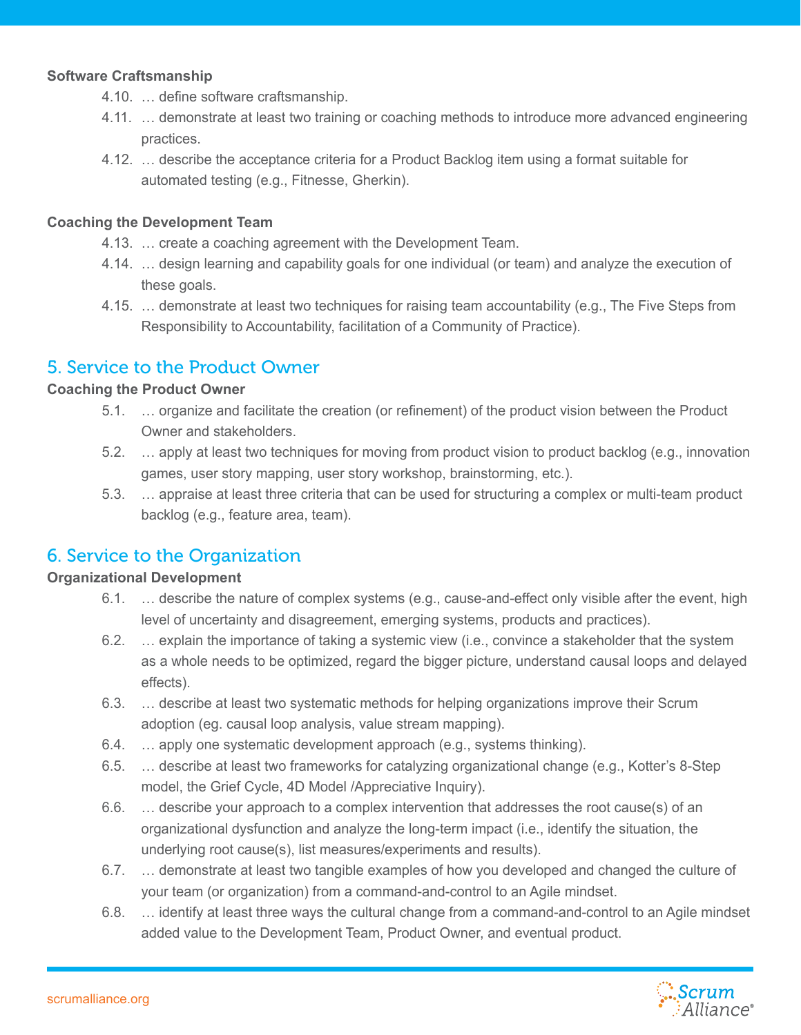**Software Craftsmanship**

4.10. … define software craftsmanship.

4.11. … demonstrate at least two training or coaching methods to introduce more advanced engineering practices.

4.12. … describe the acceptance criteria for a Product Backlog item using a format suitable for automated testing (e.g., Fitnesse, Gherkin).

**Coaching the Development Team**

4.13. … create a coaching agreement with the Development Team.

4.14. … design learning and capability goals for one individual (or team) and analyze the execution of these goals.

4.15. … demonstrate at least two techniques for raising team accountability (e.g., The Five Steps from Responsibility to Accountability, facilitation of a Community of Practice).

## 5. Service to the Product Owner

**Coaching the Product Owner**

5.1. … organize and facilitate the creation (or refinement) of the product vision between the Product Owner and stakeholders.

5.2. … apply at least two techniques for moving from product vision to product backlog (e.g., innovation games, user story mapping, user story workshop, brainstorming, etc.).

5.3. … appraise at least three criteria that can be used for structuring a complex or multi-team product backlog (e.g., feature area, team).

## 6. Service to the Organization

**Organizational Development**

6.1. … describe the nature of complex systems (e.g., cause-and-effect only visible after the event, high level of uncertainty and disagreement, emerging systems, products and practices).

6.2. … explain the importance of taking a systemic view (i.e., convince a stakeholder that the system as a whole needs to be optimized, regard the bigger picture, understand causal loops and delayed effects).

6.3. … describe at least two systematic methods for helping organizations improve their Scrum adoption (eg. causal loop analysis, value stream mapping).

6.4. … apply one systematic development approach (e.g., systems thinking).

6.5. … describe at least two frameworks for catalyzing organizational change (e.g., Kotter's 8-Step model, the Grief Cycle, 4D Model /Appreciative Inquiry).

6.6. … describe your approach to a complex intervention that addresses the root cause(s) of an organizational dysfunction and analyze the long-term impact (i.e., identify the situation, the underlying root cause(s), list measures/experiments and results).

6.7. … demonstrate at least two tangible examples of how you developed and changed the culture of your team (or organization) from a command-and-control to an Agile mindset.

6.8. … identify at least three ways the cultural change from a command-and-control to an Agile mindset added value to the Development Team, Product Owner, and eventual product.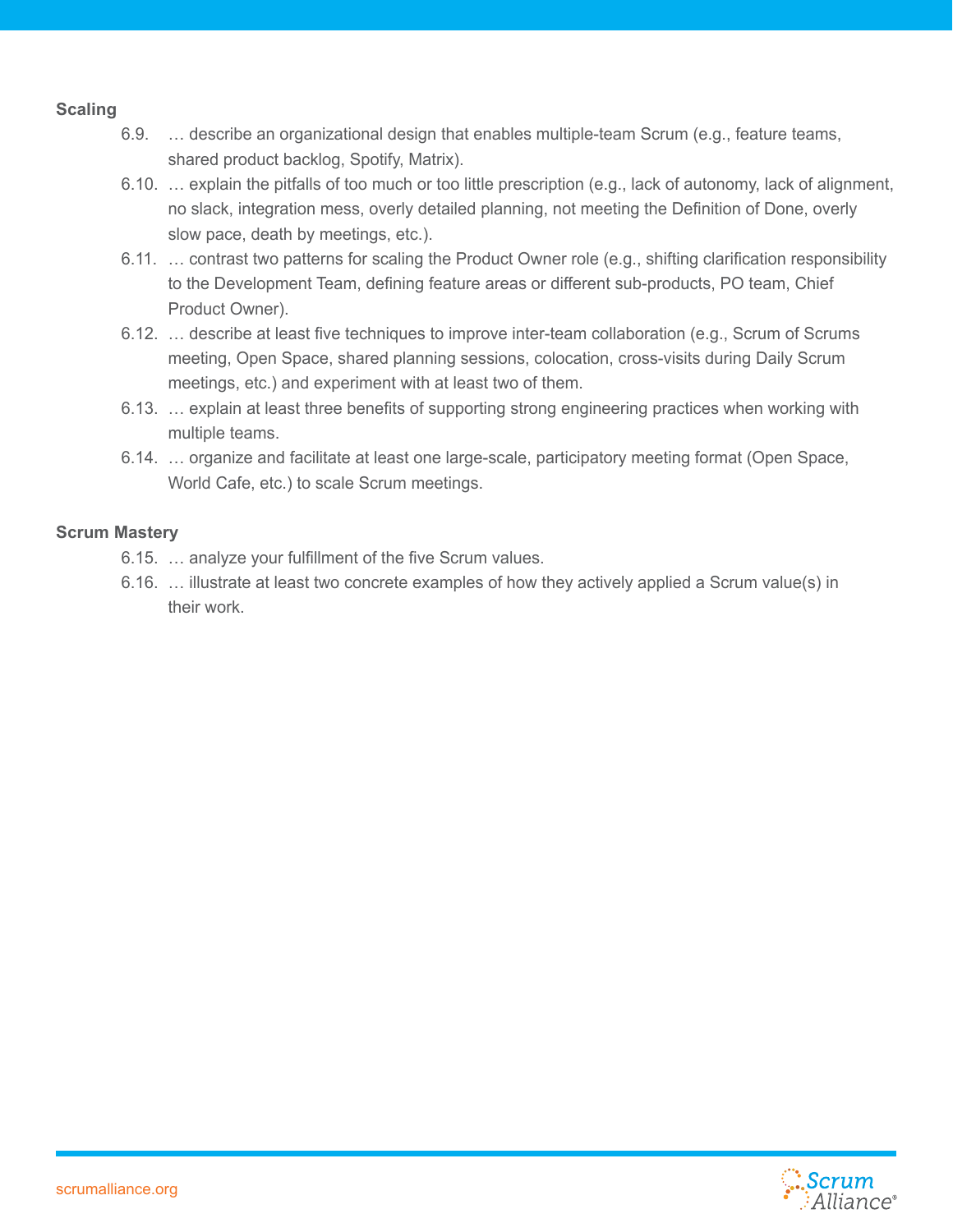**Scaling**

6.9. … describe an organizational design that enables multiple-team Scrum (e.g., feature teams, shared product backlog, Spotify, Matrix).

6.10. … explain the pitfalls of too much or too little prescription (e.g., lack of autonomy, lack of alignment, no slack, integration mess, overly detailed planning, not meeting the Definition of Done, overly slow pace, death by meetings, etc.).

6.11. … contrast two patterns for scaling the Product Owner role (e.g., shifting clarification responsibility to the Development Team, defining feature areas or different sub-products, PO team, Chief Product Owner).

6.12. … describe at least five techniques to improve inter-team collaboration (e.g., Scrum of Scrums meeting, Open Space, shared planning sessions, colocation, cross-visits during Daily Scrum meetings, etc.) and experiment with at least two of them.

6.13. … explain at least three benefits of supporting strong engineering practices when working with multiple teams.

6.14. … organize and facilitate at least one large-scale, participatory meeting format (Open Space, World Cafe, etc.) to scale Scrum meetings.

**Scrum Mastery**

6.15. … analyze your fulfillment of the five Scrum values.

6.16. … illustrate at least two concrete examples of how they actively applied a Scrum value(s) in their work.